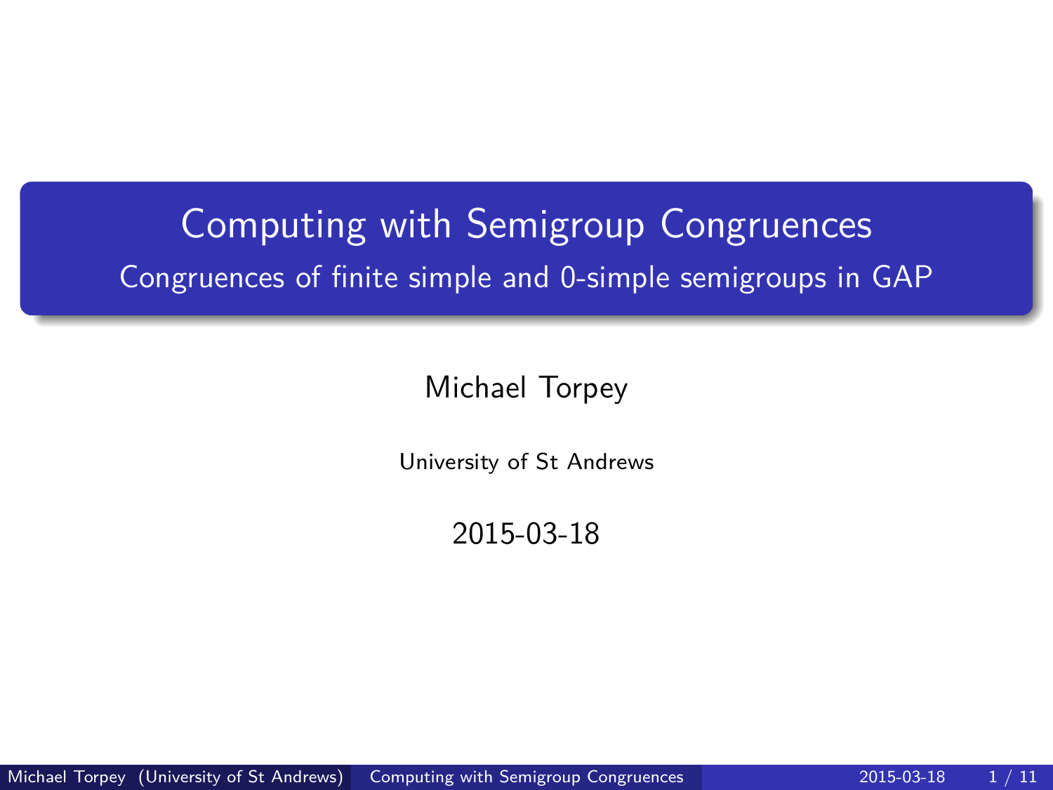# Computing with Semigroup Congruences

## Congruences of finite simple and 0-simple semigroups in GAP

Michael Torpey

University of St Andrews

2015-03-18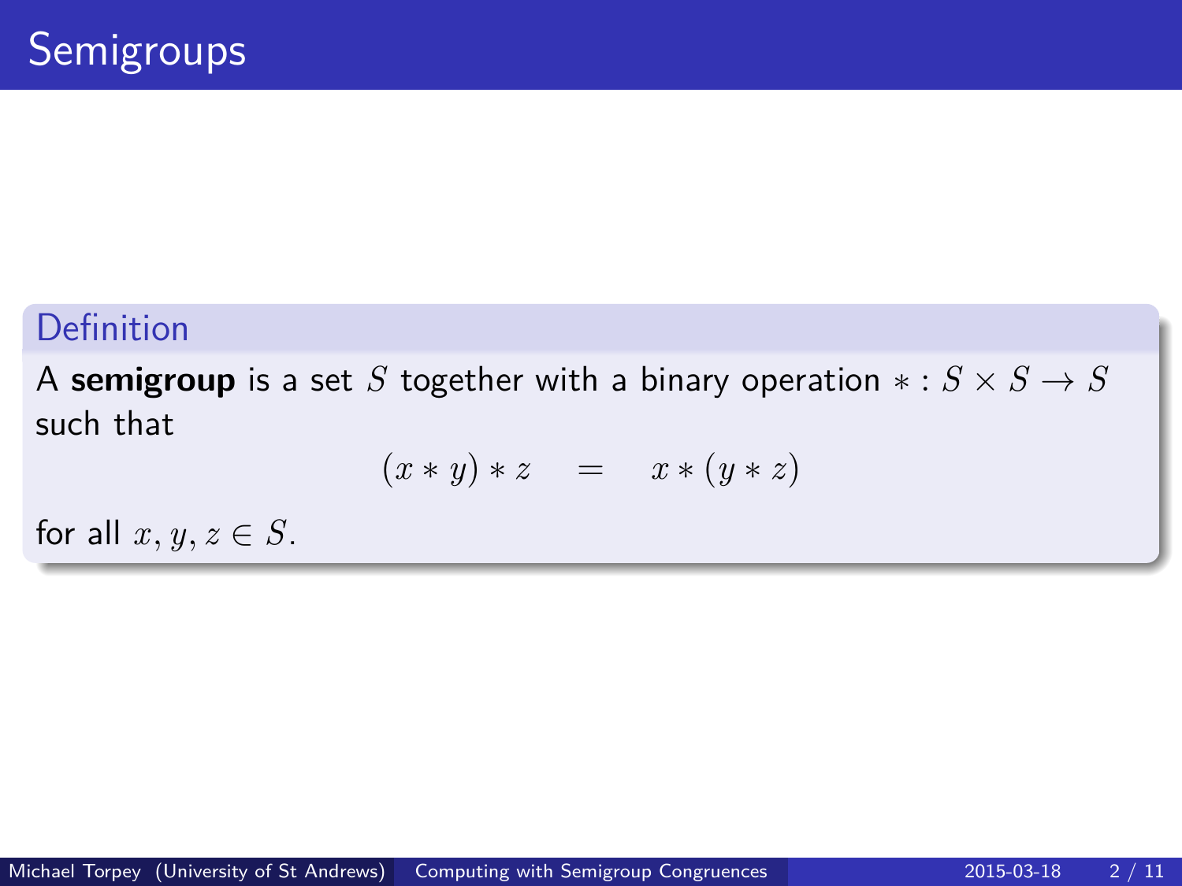# Semigroups

**Definition**

A **semigroup** is a set $S$ together with a binary operation $* : S \times S \to S$ such that

$$(x * y) * z \quad = \quad x * (y * z)$$

for all $x, y, z \in S$.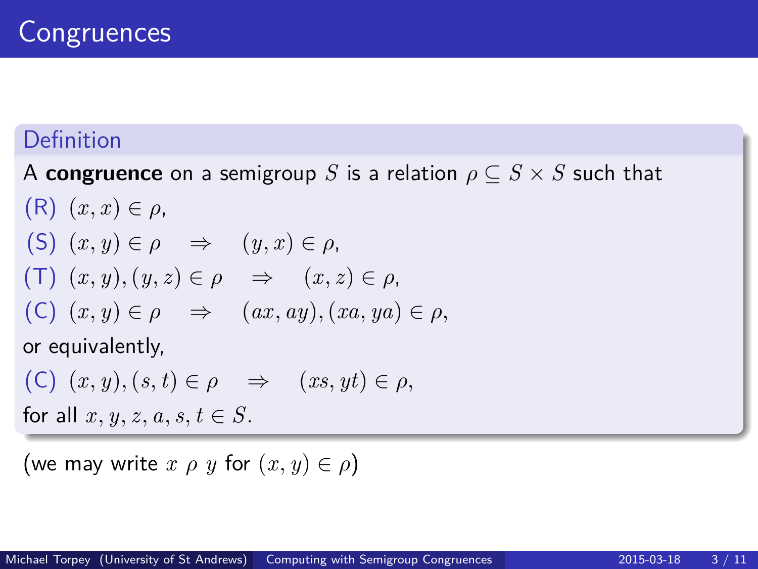# Congruences

**Definition**

A **congruence** on a semigroup $S$ is a relation $\rho \subseteq S \times S$ such that

(R) $(x, x) \in \rho$,

(S) $(x, y) \in \rho \quad \Rightarrow \quad (y, x) \in \rho$,

(T) $(x, y), (y, z) \in \rho \quad \Rightarrow \quad (x, z) \in \rho$,

(C) $(x, y) \in \rho \quad \Rightarrow \quad (ax, ay), (xa, ya) \in \rho$,

or equivalently,

(C) $(x, y), (s, t) \in \rho \quad \Rightarrow \quad (xs, yt) \in \rho$,

for all $x, y, z, a, s, t \in S$.

(we may write $x \; \rho \; y$ for $(x, y) \in \rho$)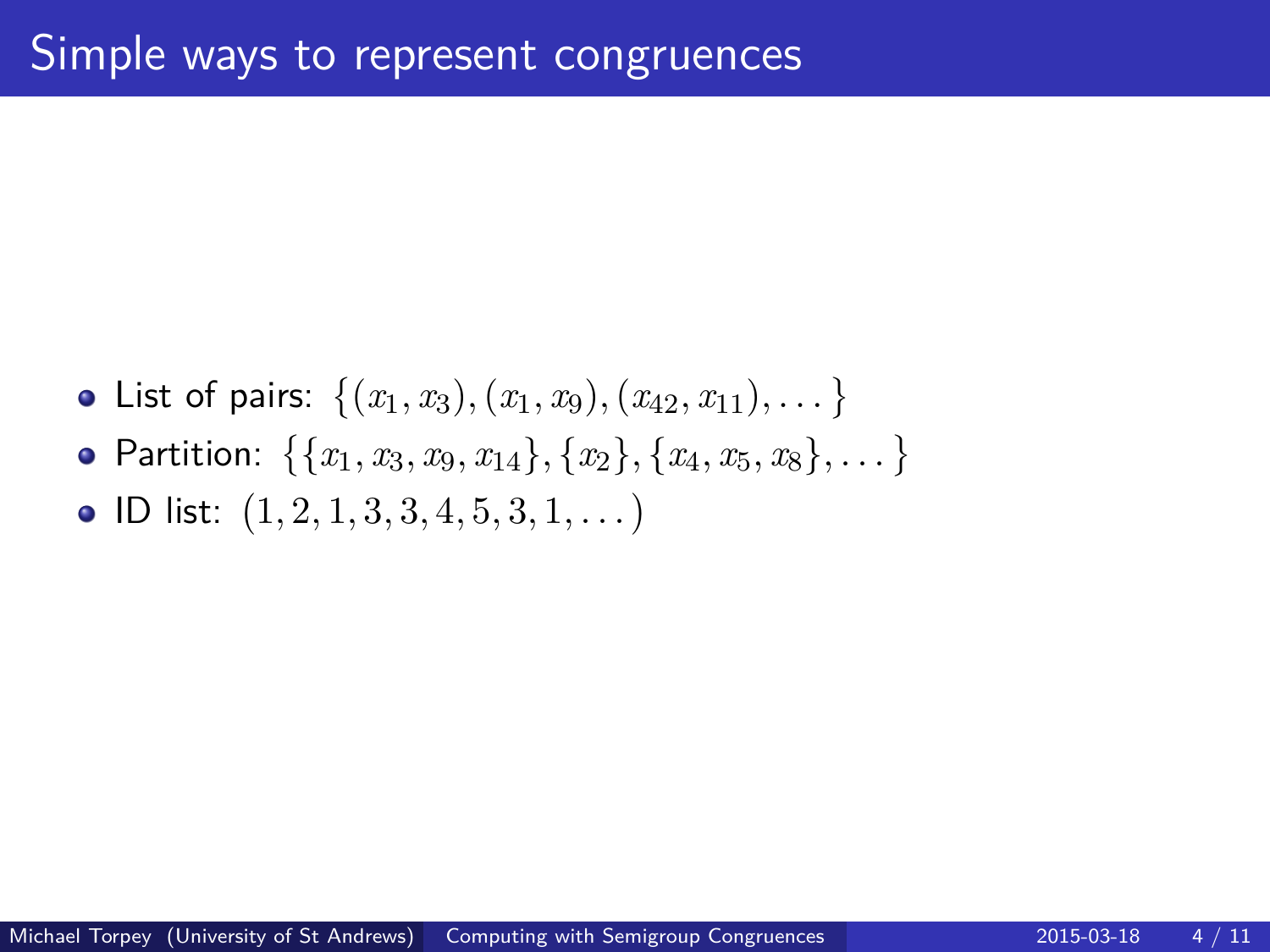# Simple ways to represent congruences

- List of pairs: $\{(x_1, x_3), (x_1, x_9), (x_{42}, x_{11}), \dots\}$
- Partition: $\{\{x_1, x_3, x_9, x_{14}\}, \{x_2\}, \{x_4, x_5, x_8\}, \dots\}$
- ID list: $(1, 2, 1, 3, 3, 4, 5, 3, 1, \dots)$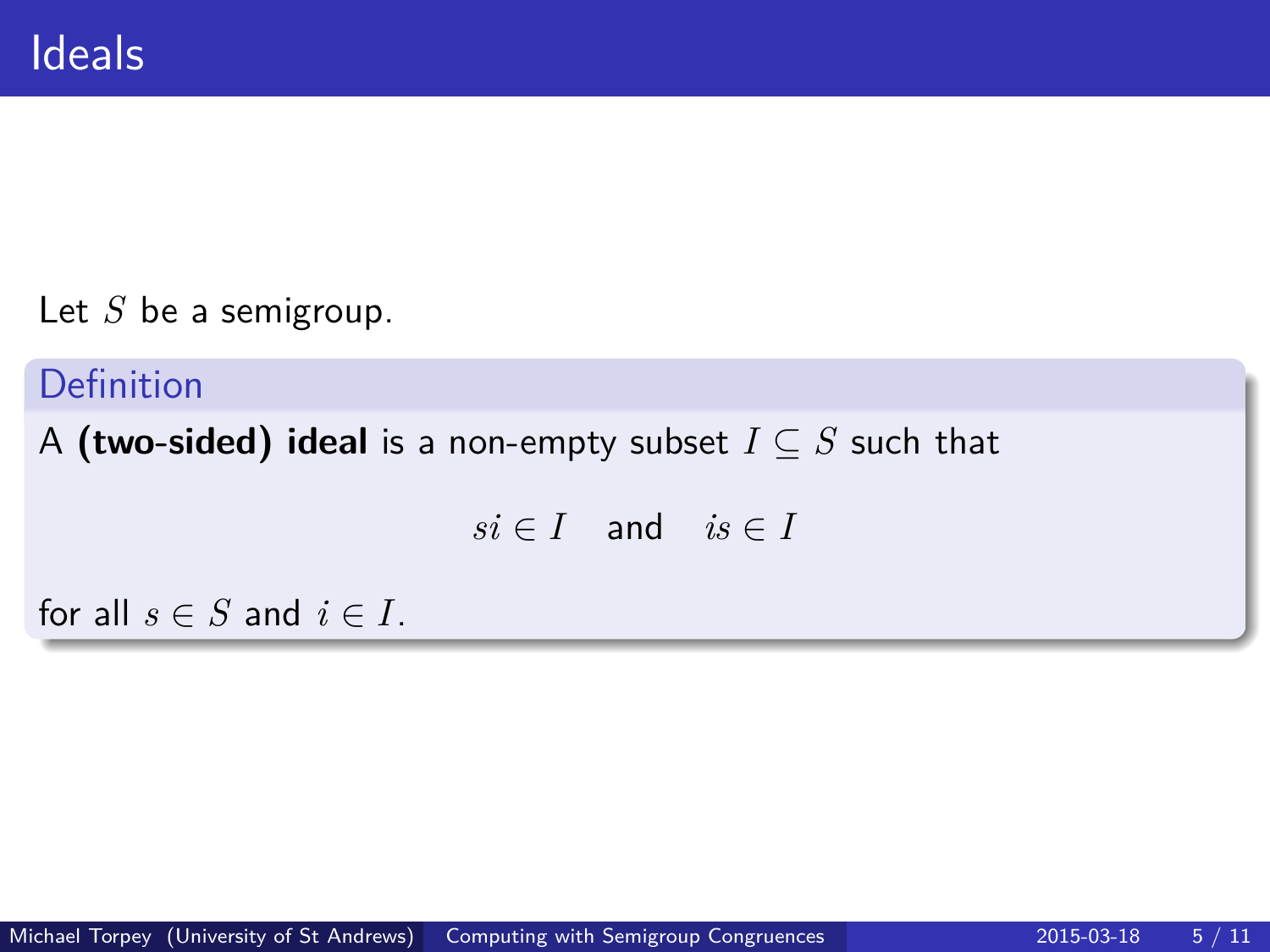# Ideals

Let $S$ be a semigroup.

**Definition**

A **(two-sided) ideal** is a non-empty subset $I \subseteq S$ such that

$$si \in I \quad \text{and} \quad is \in I$$

for all $s \in S$ and $i \in I$.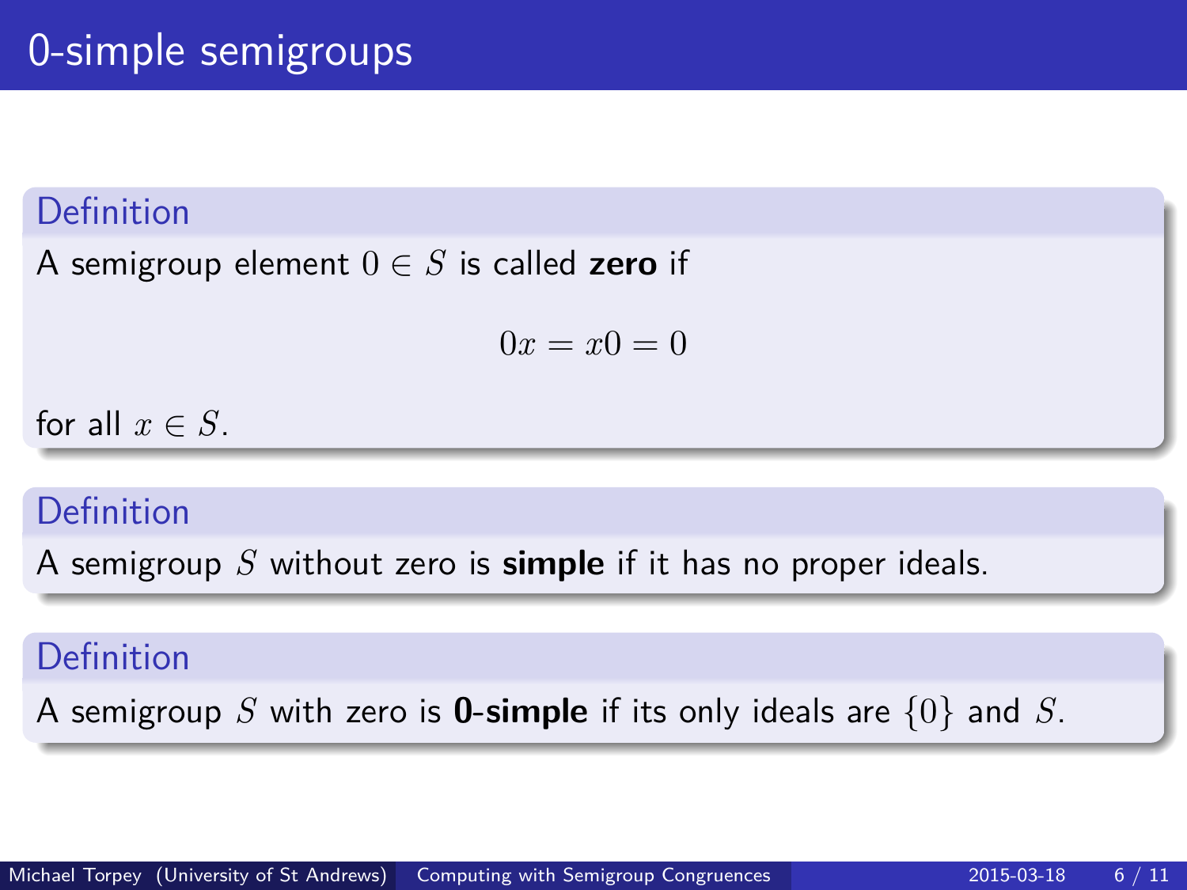# 0-simple semigroups

**Definition**

A semigroup element $0 \in S$ is called **zero** if

$$0x = x0 = 0$$

for all $x \in S$.

**Definition**

A semigroup $S$ without zero is **simple** if it has no proper ideals.

**Definition**

A semigroup $S$ with zero is **0-simple** if its only ideals are $\{0\}$ and $S$.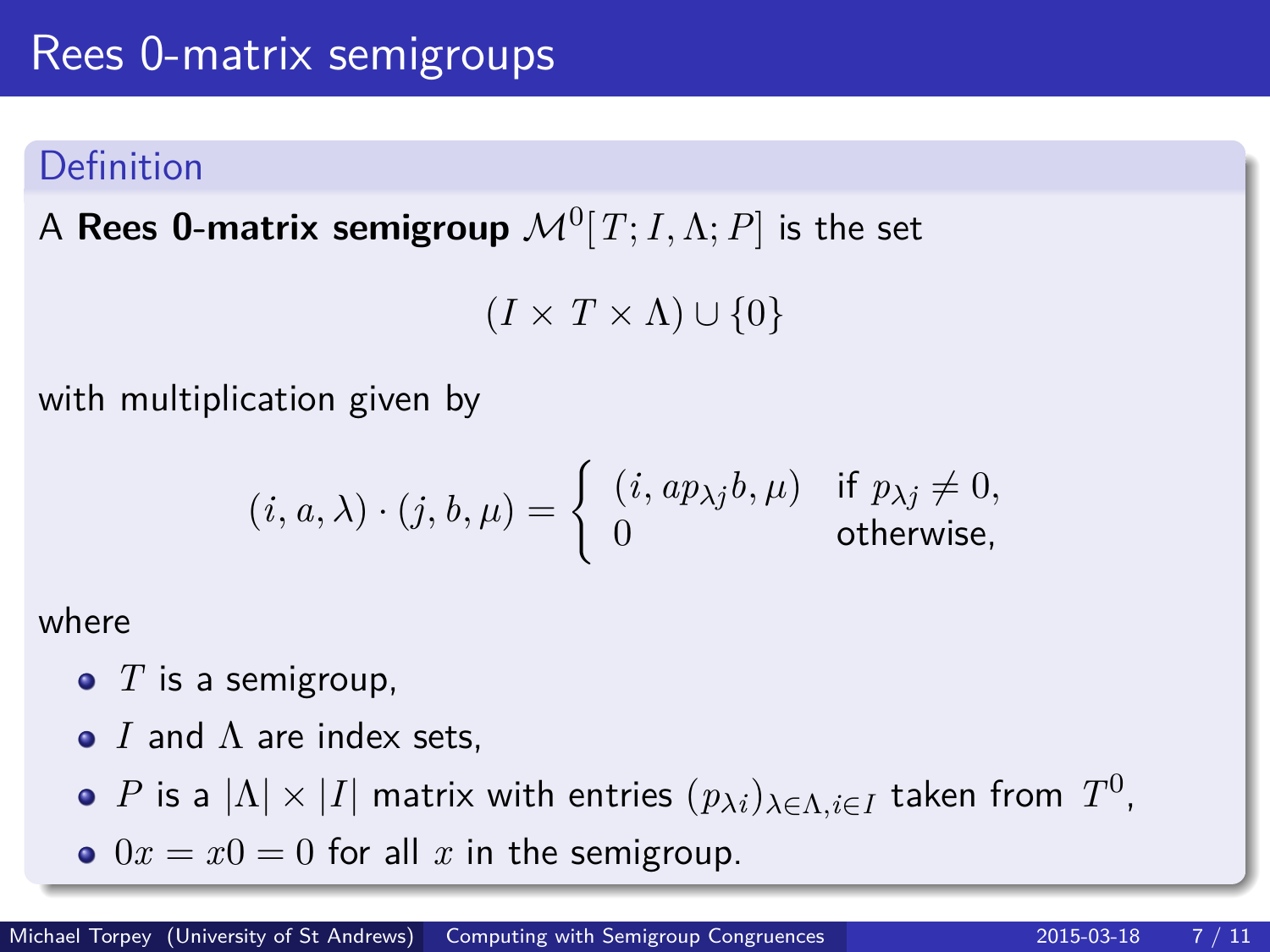# Rees 0-matrix semigroups

## Definition

A **Rees 0-matrix semigroup** $\mathcal{M}^0[T; I, \Lambda; P]$ is the set

$$(I \times T \times \Lambda) \cup \{0\}$$

with multiplication given by

$$(i, a, \lambda) \cdot (j, b, \mu) = \begin{cases} (i, ap_{\lambda j}b, \mu) & \text{if } p_{\lambda j} \neq 0, \\ 0 & \text{otherwise,} \end{cases}$$

where

- $T$ is a semigroup,
- $I$ and $\Lambda$ are index sets,
- $P$ is a $|\Lambda| \times |I|$ matrix with entries $(p_{\lambda i})_{\lambda \in \Lambda, i \in I}$ taken from $T^0$,
- $0x = x0 = 0$ for all $x$ in the semigroup.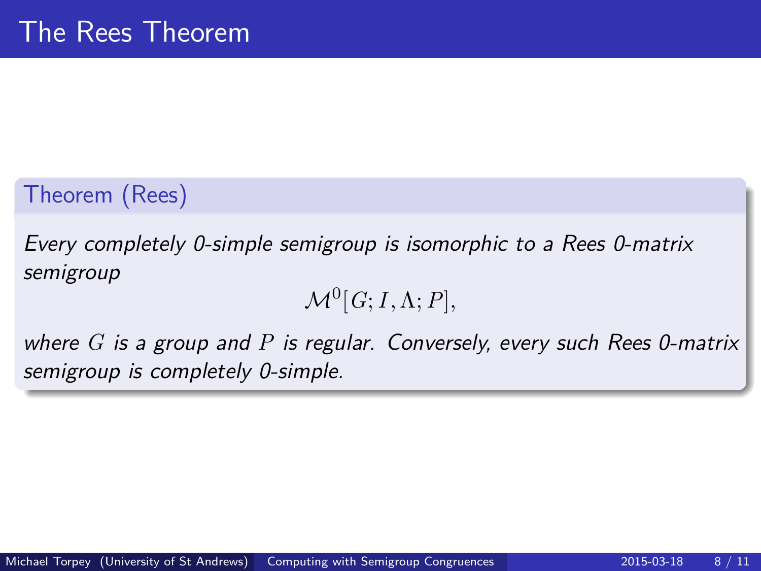# The Rees Theorem

**Theorem (Rees)**

*Every completely 0-simple semigroup is isomorphic to a Rees 0-matrix semigroup*

$$\mathcal{M}^0[G; I, \Lambda; P],$$

*where $G$ is a group and $P$ is regular. Conversely, every such Rees 0-matrix semigroup is completely 0-simple.*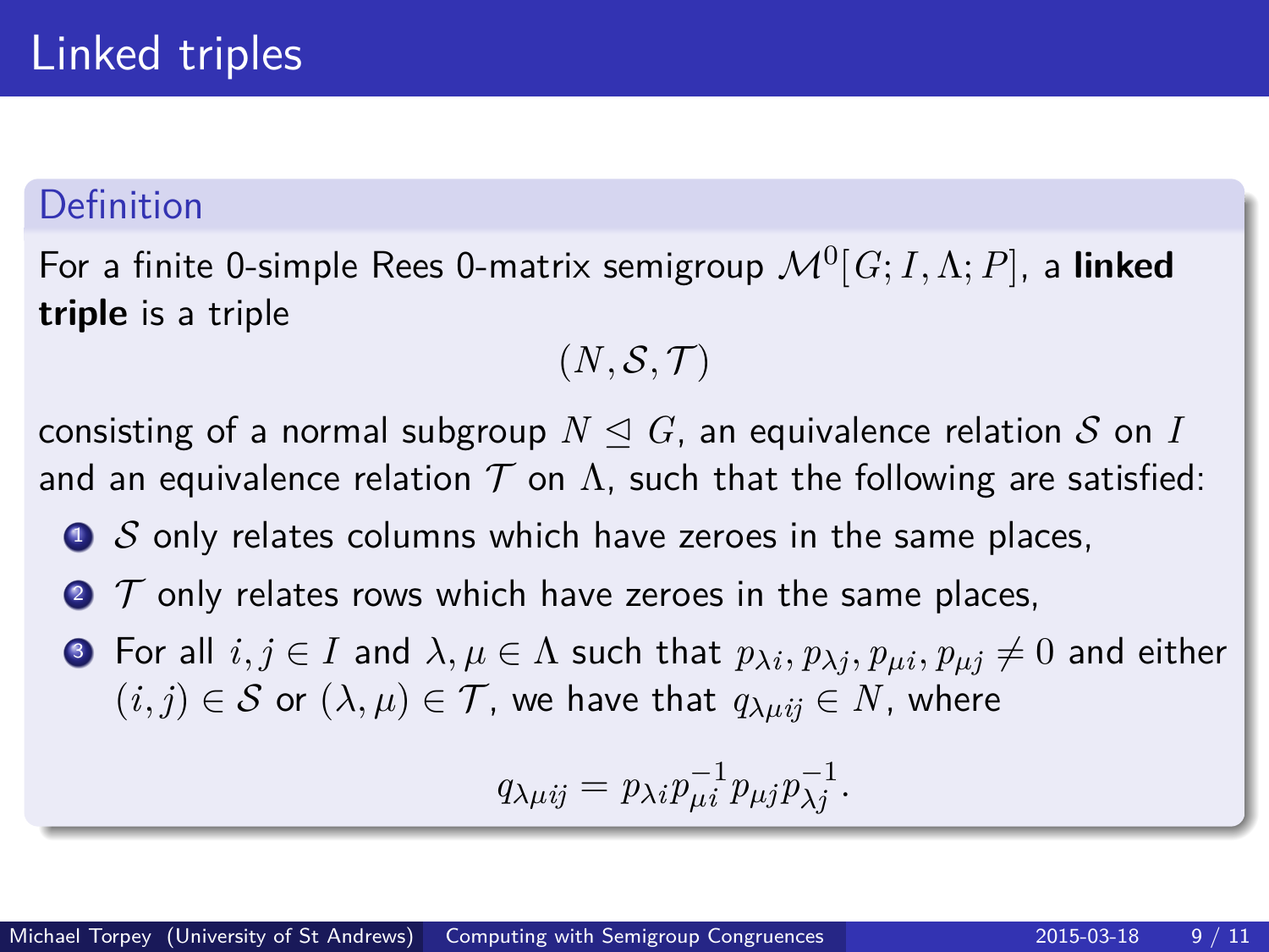# Linked triples

## Definition

For a finite 0-simple Rees 0-matrix semigroup $\mathcal{M}^0[G; I, \Lambda; P]$, a **linked triple** is a triple

$$(N, \mathcal{S}, \mathcal{T})$$

consisting of a normal subgroup $N \trianglelefteq G$, an equivalence relation $\mathcal{S}$ on $I$ and an equivalence relation $\mathcal{T}$ on $\Lambda$, such that the following are satisfied:

1. $\mathcal{S}$ only relates columns which have zeroes in the same places,
2. $\mathcal{T}$ only relates rows which have zeroes in the same places,
3. For all $i, j \in I$ and $\lambda, \mu \in \Lambda$ such that $p_{\lambda i}, p_{\lambda j}, p_{\mu i}, p_{\mu j} \neq 0$ and either $(i, j) \in \mathcal{S}$ or $(\lambda, \mu) \in \mathcal{T}$, we have that $q_{\lambda \mu i j} \in N$, where

$$q_{\lambda \mu i j} = p_{\lambda i} p_{\mu i}^{-1} p_{\mu j} p_{\lambda j}^{-1}.$$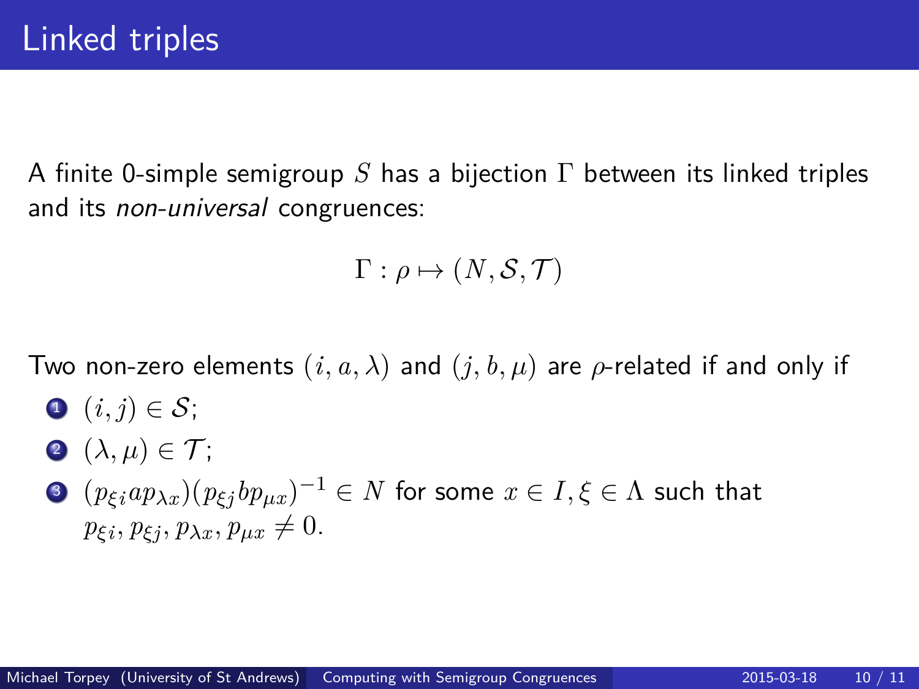# Linked triples

A finite 0-simple semigroup $S$ has a bijection $\Gamma$ between its linked triples and its *non-universal* congruences:

$$\Gamma : \rho \mapsto (N, \mathcal{S}, \mathcal{T})$$

Two non-zero elements $(i, a, \lambda)$ and $(j, b, \mu)$ are $\rho$-related if and only if

1. $(i, j) \in \mathcal{S}$;
2. $(\lambda, \mu) \in \mathcal{T}$;
3. $(p_{\xi i} a p_{\lambda x})(p_{\xi j} b p_{\mu x})^{-1} \in N$ for some $x \in I, \xi \in \Lambda$ such that $p_{\xi i}, p_{\xi j}, p_{\lambda x}, p_{\mu x} \neq 0$.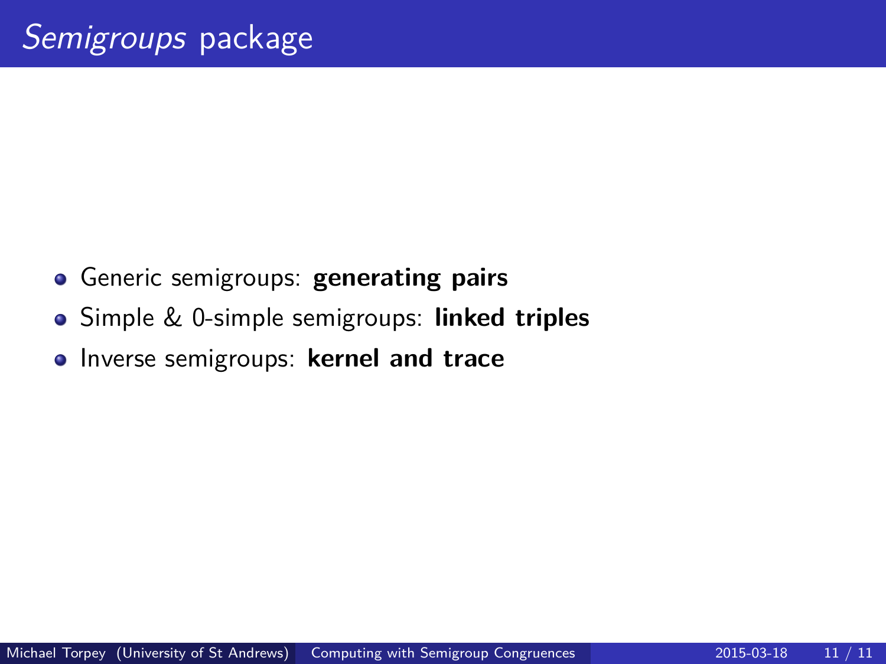# *Semigroups* package

- Generic semigroups: **generating pairs**
- Simple & 0-simple semigroups: **linked triples**
- Inverse semigroups: **kernel and trace**